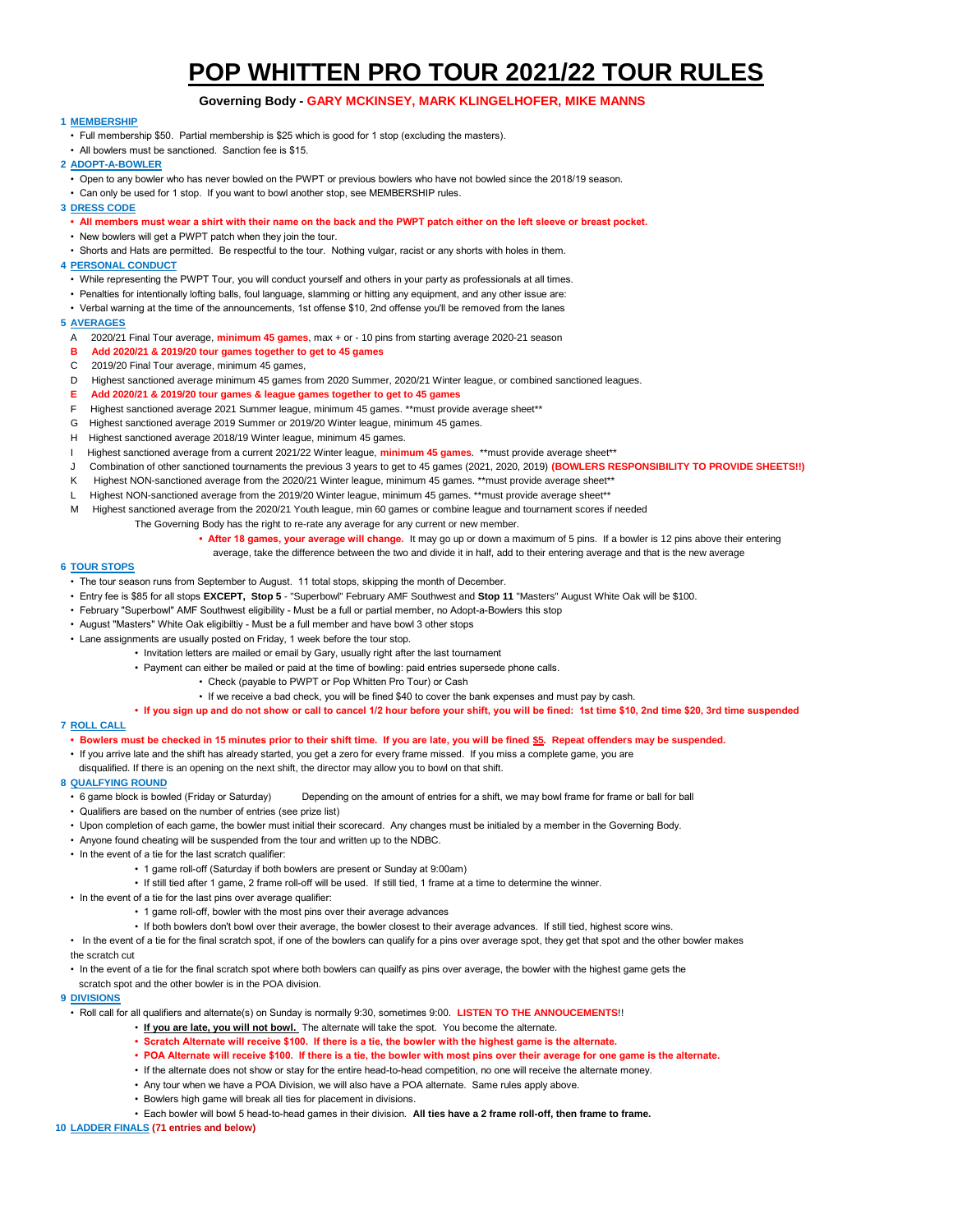# POP WHITTEN PRO TOUR 2021/22 TOUR RULES

**Governing Body - GARY MCKINSEY, MARK KLINGELHOFER, MIKE MANNS**

**1 MEMBERSHIP**

- Full membership $50. Partial membership is $25 which is good for 1 stop (excluding the masters).
- All bowlers must be sanctioned. Sanction fee is $15.

**2 ADOPT-A-BOWLER**

- Open to any bowler who has never bowled on the PWPT or previous bowlers who have not bowled since the 2018/19 season.
- Can only be used for 1 stop. If you want to bowl another stop, see MEMBERSHIP rules.

**3 DRESS CODE**

- **All members must wear a shirt with their name on the back and the PWPT patch either on the left sleeve or breast pocket.**
- New bowlers will get a PWPT patch when they join the tour.
- Shorts and Hats are permitted. Be respectful to the tour. Nothing vulgar, racist or any shorts with holes in them.

**4 PERSONAL CONDUCT**

- While representing the PWPT Tour, you will conduct yourself and others in your party as professionals at all times.
- Penalties for intentionally lofting balls, foul language, slamming or hitting any equipment, and any other issue are:
- Verbal warning at the time of the announcements, 1st offense $10, 2nd offense you'll be removed from the lanes

**5 AVERAGES**

A 2020/21 Final Tour average, **minimum 45 games**, max + or - 10 pins from starting average 2020-21 season

**B Add 2020/21 & 2019/20 tour games together to get to 45 games**

C 2019/20 Final Tour average, minimum 45 games,

D Highest sanctioned average minimum 45 games from 2020 Summer, 2020/21 Winter league, or combined sanctioned leagues.

**E Add 2020/21 & 2019/20 tour games & league games together to get to 45 games**

F Highest sanctioned average 2021 Summer league, minimum 45 games. **must provide average sheet**

G Highest sanctioned average 2019 Summer or 2019/20 Winter league, minimum 45 games.

H Highest sanctioned average 2018/19 Winter league, minimum 45 games.

I Highest sanctioned average from a current 2021/22 Winter league, **minimum 45 games**. **must provide average sheet**

J Combination of other sanctioned tournaments the previous 3 years to get to 45 games (2021, 2020, 2019) **(BOWLERS RESPONSIBILITY TO PROVIDE SHEETS!!)**

K Highest NON-sanctioned average from the 2020/21 Winter league, minimum 45 games. **must provide average sheet**

L Highest NON-sanctioned average from the 2019/20 Winter league, minimum 45 games. **must provide average sheet**

M Highest sanctioned average from the 2020/21 Youth league, min 60 games or combine league and tournament scores if needed

The Governing Body has the right to re-rate any average for any current or new member.

- **After 18 games, your average will change.** It may go up or down a maximum of 5 pins. If a bowler is 12 pins above their entering average, take the difference between the two and divide it in half, add to their entering average and that is the new average

**6 TOUR STOPS**

- The tour season runs from September to August. 11 total stops, skipping the month of December.
- Entry fee is $85 for all stops **EXCEPT, Stop 5** - "Superbowl" February AMF Southwest and **Stop 11** "Masters" August White Oak will be $100.
- February "Superbowl" AMF Southwest eligibility - Must be a full or partial member, no Adopt-a-Bowlers this stop
- August "Masters" White Oak eligibiltiy - Must be a full member and have bowl 3 other stops
- Lane assignments are usually posted on Friday, 1 week before the tour stop.
  - Invitation letters are mailed or email by Gary, usually right after the last tournament
  - Payment can either be mailed or paid at the time of bowling: paid entries supersede phone calls.
    - Check (payable to PWPT or Pop Whitten Pro Tour) or Cash
    - If we receive a bad check, you will be fined $40 to cover the bank expenses and must pay by cash.
  - **If you sign up and do not show or call to cancel 1/2 hour before your shift, you will be fined: 1st time $10, 2nd time $20, 3rd time suspended**

**7 ROLL CALL**

- **Bowlers must be checked in 15 minutes prior to their shift time. If you are late, you will be fined $5. Repeat offenders may be suspended.**
- If you arrive late and the shift has already started, you get a zero for every frame missed. If you miss a complete game, you are disqualified. If there is an opening on the next shift, the director may allow you to bowl on that shift.

**8 QUALFYING ROUND**

- 6 game block is bowled (Friday or Saturday) Depending on the amount of entries for a shift, we may bowl frame for frame or ball for ball
- Qualifiers are based on the number of entries (see prize list)
- Upon completion of each game, the bowler must initial their scorecard. Any changes must be initialed by a member in the Governing Body.
- Anyone found cheating will be suspended from the tour and written up to the NDBC.
- In the event of a tie for the last scratch qualifier:
  - 1 game roll-off (Saturday if both bowlers are present or Sunday at 9:00am)
  - If still tied after 1 game, 2 frame roll-off will be used. If still tied, 1 frame at a time to determine the winner.
- In the event of a tie for the last pins over average qualifier:
  - 1 game roll-off, bowler with the most pins over their average advances
  - If both bowlers don't bowl over their average, the bowler closest to their average advances. If still tied, highest score wins.
- In the event of a tie for the final scratch spot, if one of the bowlers can qualify for a pins over average spot, they get that spot and the other bowler makes the scratch cut
- In the event of a tie for the final scratch spot where both bowlers can quailfy as pins over average, the bowler with the highest game gets the scratch spot and the other bowler is in the POA division.

**9 DIVISIONS**

- Roll call for all qualifiers and alternate(s) on Sunday is normally 9:30, sometimes 9:00. **LISTEN TO THE ANNOUCEMENTS!!**
  - **If you are late, you will not bowl.** The alternate will take the spot. You become the alternate.
  - **Scratch Alternate will receive $100. If there is a tie, the bowler with the highest game is the alternate.**
  - **POA Alternate will receive $100. If there is a tie, the bowler with most pins over their average for one game is the alternate.**
  - If the alternate does not show or stay for the entire head-to-head competition, no one will receive the alternate money.
  - Any tour when we have a POA Division, we will also have a POA alternate. Same rules apply above.
  - Bowlers high game will break all ties for placement in divisions.
  - Each bowler will bowl 5 head-to-head games in their division. **All ties have a 2 frame roll-off, then frame to frame.**

**10 LADDER FINALS (71 entries and below)**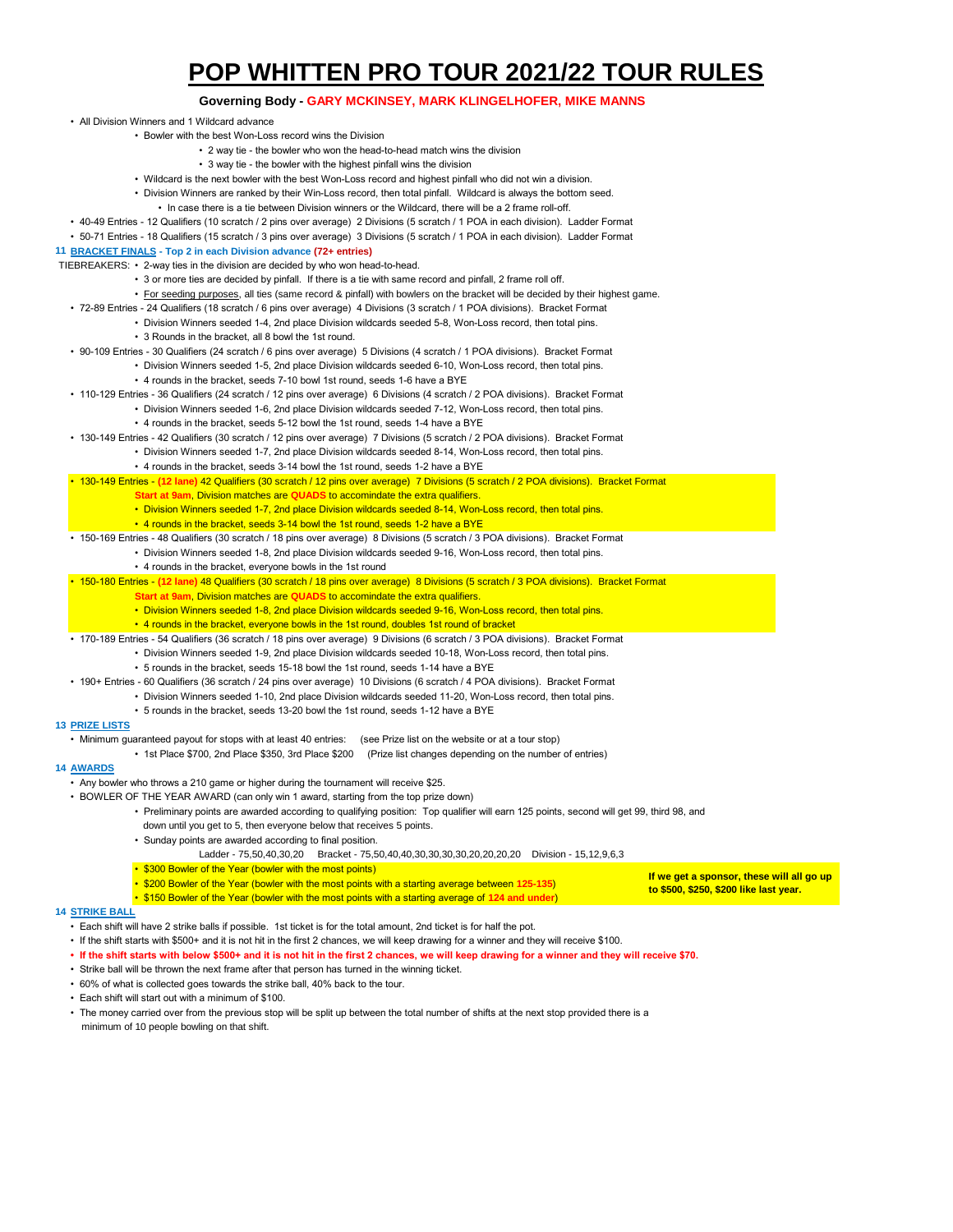// Title header at top of page 2 appears as document title; include it.
# POP WHITTEN PRO TOUR 2021/22 TOUR RULES

**Governing Body - GARY MCKINSEY, MARK KLINGELHOFER, MIKE MANNS**

- All Division Winners and 1 Wildcard advance
  - Bowler with the best Won-Loss record wins the Division
    - 2 way tie - the bowler who won the head-to-head match wins the division
    - 3 way tie - the bowler with the highest pinfall wins the division
  - Wildcard is the next bowler with the best Won-Loss record and highest pinfall who did not win a division.
  - Division Winners are ranked by their Win-Loss record, then total pinfall. Wildcard is always the bottom seed.
    - In case there is a tie between Division winners or the Wildcard, there will be a 2 frame roll-off.
- 40-49 Entries - 12 Qualifiers (10 scratch / 2 pins over average) 2 Divisions (5 scratch / 1 POA in each division). Ladder Format
- 50-71 Entries - 18 Qualifiers (15 scratch / 3 pins over average) 3 Divisions (5 scratch / 1 POA in each division). Ladder Format

## 11 BRACKET FINALS - Top 2 in each Division advance (72+ entries)

TIEBREAKERS:
- 2-way ties in the division are decided by who won head-to-head.
- 3 or more ties are decided by pinfall. If there is a tie with same record and pinfall, 2 frame roll off.
- For seeding purposes, all ties (same record & pinfall) with bowlers on the bracket will be decided by their highest game.

- 72-89 Entries - 24 Qualifiers (18 scratch / 6 pins over average) 4 Divisions (3 scratch / 1 POA divisions). Bracket Format
  - Division Winners seeded 1-4, 2nd place Division wildcards seeded 5-8, Won-Loss record, then total pins.
  - 3 Rounds in the bracket, all 8 bowl the 1st round.
- 90-109 Entries - 30 Qualifiers (24 scratch / 6 pins over average) 5 Divisions (4 scratch / 1 POA divisions). Bracket Format
  - Division Winners seeded 1-5, 2nd place Division wildcards seeded 6-10, Won-Loss record, then total pins.
  - 4 rounds in the bracket, seeds 7-10 bowl 1st round, seeds 1-6 have a BYE
- 110-129 Entries - 36 Qualifiers (24 scratch / 12 pins over average) 6 Divisions (4 scratch / 2 POA divisions). Bracket Format
  - Division Winners seeded 1-6, 2nd place Division wildcards seeded 7-12, Won-Loss record, then total pins.
  - 4 rounds in the bracket, seeds 5-12 bowl the 1st round, seeds 1-4 have a BYE
- 130-149 Entries - 42 Qualifiers (30 scratch / 12 pins over average) 7 Divisions (5 scratch / 2 POA divisions). Bracket Format
  - Division Winners seeded 1-7, 2nd place Division wildcards seeded 8-14, Won-Loss record, then total pins.
  - 4 rounds in the bracket, seeds 3-14 bowl the 1st round, seeds 1-2 have a BYE
- 130-149 Entries - **(12 lane)** 42 Qualifiers (30 scratch / 12 pins over average) 7 Divisions (5 scratch / 2 POA divisions). Bracket Format
  **Start at 9am**, Division matches are **QUADS** to accomindate the extra qualifiers.
  - Division Winners seeded 1-7, 2nd place Division wildcards seeded 8-14, Won-Loss record, then total pins.
  - 4 rounds in the bracket, seeds 3-14 bowl the 1st round, seeds 1-2 have a BYE
- 150-169 Entries - 48 Qualifiers (30 scratch / 18 pins over average) 8 Divisions (5 scratch / 3 POA divisions). Bracket Format
  - Division Winners seeded 1-8, 2nd place Division wildcards seeded 9-16, Won-Loss record, then total pins.
  - 4 rounds in the bracket, everyone bowls in the 1st round
- 150-180 Entries - **(12 lane)** 48 Qualifiers (30 scratch / 18 pins over average) 8 Divisions (5 scratch / 3 POA divisions). Bracket Format
  **Start at 9am**, Division matches are **QUADS** to accomindate the extra qualifiers.
  - Division Winners seeded 1-8, 2nd place Division wildcards seeded 9-16, Won-Loss record, then total pins.
  - 4 rounds in the bracket, everyone bowls in the 1st round, doubles 1st round of bracket
- 170-189 Entries - 54 Qualifiers (36 scratch / 18 pins over average) 9 Divisions (6 scratch / 3 POA divisions). Bracket Format
  - Division Winners seeded 1-9, 2nd place Division wildcards seeded 10-18, Won-Loss record, then total pins.
  - 5 rounds in the bracket, seeds 15-18 bowl the 1st round, seeds 1-14 have a BYE
- 190+ Entries - 60 Qualifiers (36 scratch / 24 pins over average) 10 Divisions (6 scratch / 4 POA divisions). Bracket Format
  - Division Winners seeded 1-10, 2nd place Division wildcards seeded 11-20, Won-Loss record, then total pins.
  - 5 rounds in the bracket, seeds 13-20 bowl the 1st round, seeds 1-12 have a BYE

## 13 PRIZE LISTS

- Minimum guaranteed payout for stops with at least 40 entries: (see Prize list on the website or at a tour stop)
  - 1st Place $700, 2nd Place $350, 3rd Place $200 (Prize list changes depending on the number of entries)

## 14 AWARDS

- Any bowler who throws a 210 game or higher during the tournament will receive $25.
- BOWLER OF THE YEAR AWARD (can only win 1 award, starting from the top prize down)
  - Preliminary points are awarded according to qualifying position: Top qualifier will earn 125 points, second will get 99, third 98, and down until you get to 5, then everyone below that receives 5 points.
  - Sunday points are awarded according to final position.
    Ladder - 75,50,40,30,20 Bracket - 75,50,40,40,30,30,30,30,20,20,20,20 Division - 15,12,9,6,3
  - $300 Bowler of the Year (bowler with the most points)
  - $200 Bowler of the Year (bowler with the most points with a starting average between 125-135)
  - $150 Bowler of the Year (bowler with the most points with a starting average of 124 and under)

**If we get a sponsor, these will all go up to $500, $250, $200 like last year.**

## 14 STRIKE BALL

- Each shift will have 2 strike balls if possible. 1st ticket is for the total amount, 2nd ticket is for half the pot.
- If the shift starts with $500+ and it is not hit in the first 2 chances, we will keep drawing for a winner and they will receive $100.
- **If the shift starts with below $500+ and it is not hit in the first 2 chances, we will keep drawing for a winner and they will receive $70.**
- Strike ball will be thrown the next frame after that person has turned in the winning ticket.
- 60% of what is collected goes towards the strike ball, 40% back to the tour.
- Each shift will start out with a minimum of $100.
- The money carried over from the previous stop will be split up between the total number of shifts at the next stop provided there is a minimum of 10 people bowling on that shift.